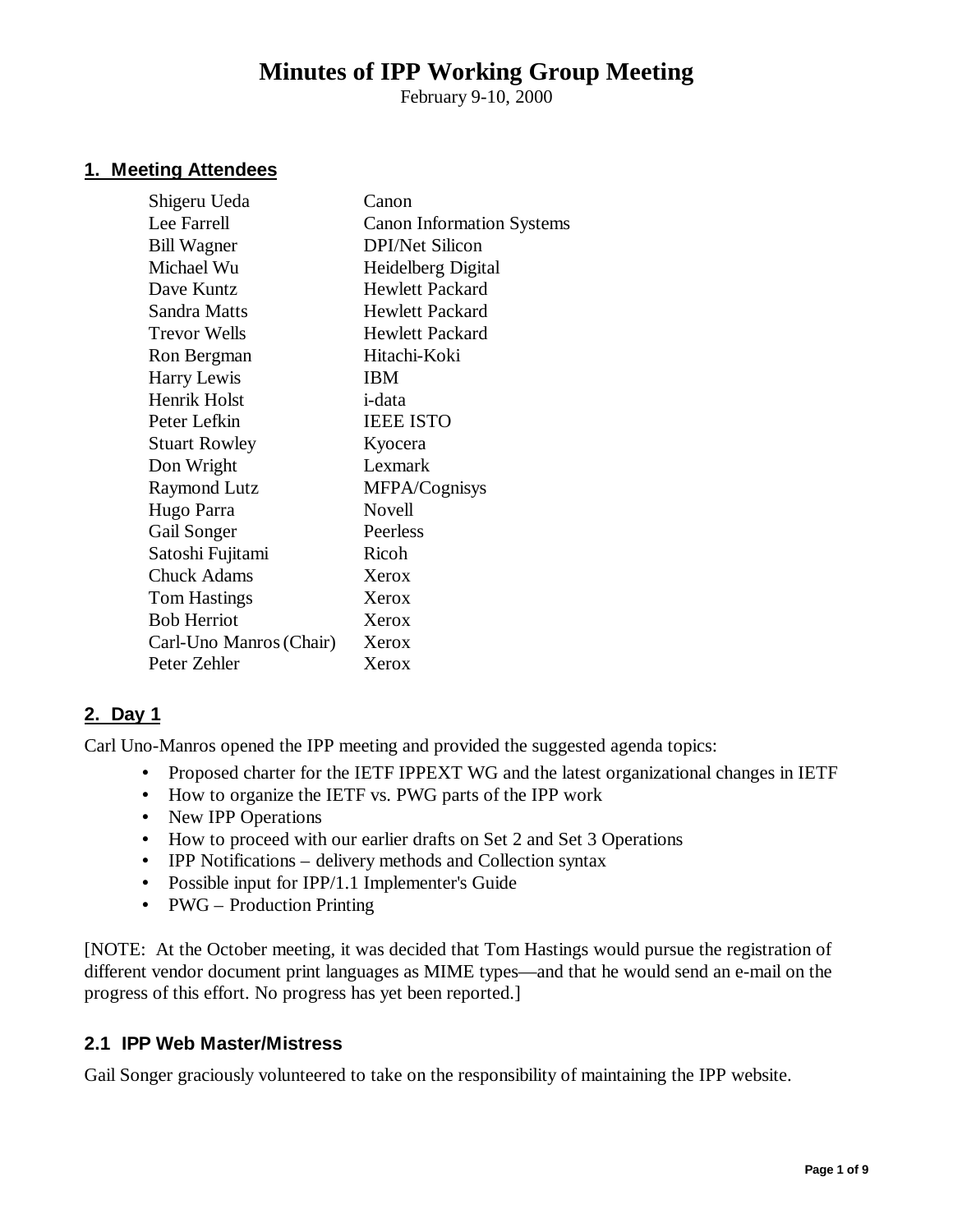# Minutes of IPP Working Group Meeting

February 9-10, 2000

## 1. Meeting Attendees

| | |
|---|---|
| Shigeru Ueda | Canon |
| Lee Farrell | Canon Information Systems |
| Bill Wagner | DPI/Net Silicon |
| Michael Wu | Heidelberg Digital |
| Dave Kuntz | Hewlett Packard |
| Sandra Matts | Hewlett Packard |
| Trevor Wells | Hewlett Packard |
| Ron Bergman | Hitachi-Koki |
| Harry Lewis | IBM |
| Henrik Holst | i-data |
| Peter Lefkin | IEEE ISTO |
| Stuart Rowley | Kyocera |
| Don Wright | Lexmark |
| Raymond Lutz | MFPA/Cognisys |
| Hugo Parra | Novell |
| Gail Songer | Peerless |
| Satoshi Fujitami | Ricoh |
| Chuck Adams | Xerox |
| Tom Hastings | Xerox |
| Bob Herriot | Xerox |
| Carl-Uno Manros (Chair) | Xerox |
| Peter Zehler | Xerox |

## 2. Day 1

Carl Uno-Manros opened the IPP meeting and provided the suggested agenda topics:

- Proposed charter for the IETF IPPEXT WG and the latest organizational changes in IETF
- How to organize the IETF vs. PWG parts of the IPP work
- New IPP Operations
- How to proceed with our earlier drafts on Set 2 and Set 3 Operations
- IPP Notifications – delivery methods and Collection syntax
- Possible input for IPP/1.1 Implementer's Guide
- PWG – Production Printing

[NOTE: At the October meeting, it was decided that Tom Hastings would pursue the registration of different vendor document print languages as MIME types—and that he would send an e-mail on the progress of this effort. No progress has yet been reported.]

### 2.1 IPP Web Master/Mistress

Gail Songer graciously volunteered to take on the responsibility of maintaining the IPP website.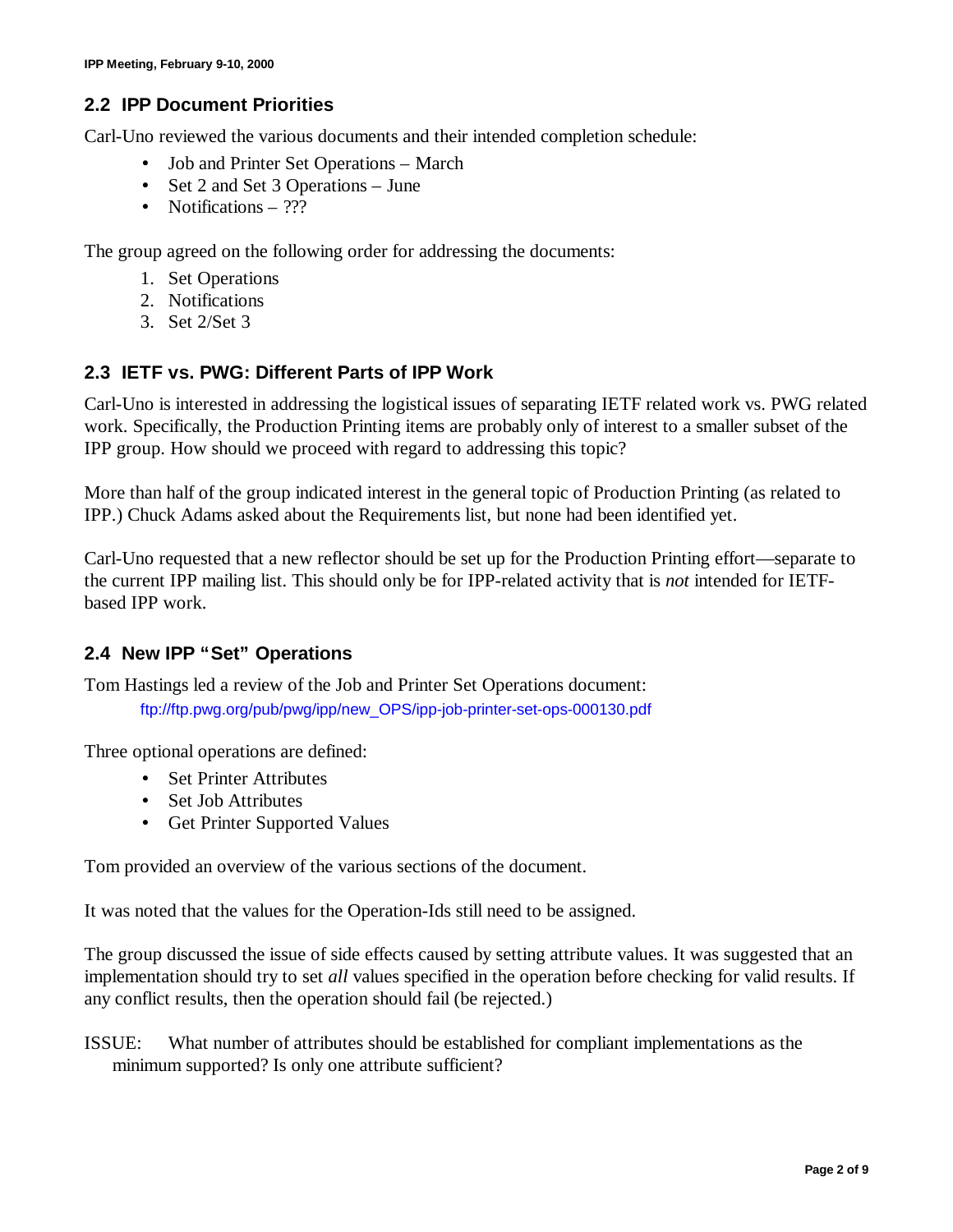## 2.2 IPP Document Priorities

Carl-Uno reviewed the various documents and their intended completion schedule:

- Job and Printer Set Operations – March
- Set 2 and Set 3 Operations – June
- Notifications – ???

The group agreed on the following order for addressing the documents:

1. Set Operations
2. Notifications
3. Set 2/Set 3

## 2.3 IETF vs. PWG: Different Parts of IPP Work

Carl-Uno is interested in addressing the logistical issues of separating IETF related work vs. PWG related work. Specifically, the Production Printing items are probably only of interest to a smaller subset of the IPP group. How should we proceed with regard to addressing this topic?

More than half of the group indicated interest in the general topic of Production Printing (as related to IPP.) Chuck Adams asked about the Requirements list, but none had been identified yet.

Carl-Uno requested that a new reflector should be set up for the Production Printing effort—separate to the current IPP mailing list. This should only be for IPP-related activity that is *not* intended for IETF-based IPP work.

## 2.4 New IPP "Set" Operations

Tom Hastings led a review of the Job and Printer Set Operations document:

ftp://ftp.pwg.org/pub/pwg/ipp/new_OPS/ipp-job-printer-set-ops-000130.pdf

Three optional operations are defined:

- Set Printer Attributes
- Set Job Attributes
- Get Printer Supported Values

Tom provided an overview of the various sections of the document.

It was noted that the values for the Operation-Ids still need to be assigned.

The group discussed the issue of side effects caused by setting attribute values. It was suggested that an implementation should try to set *all* values specified in the operation before checking for valid results. If any conflict results, then the operation should fail (be rejected.)

ISSUE: What number of attributes should be established for compliant implementations as the minimum supported? Is only one attribute sufficient?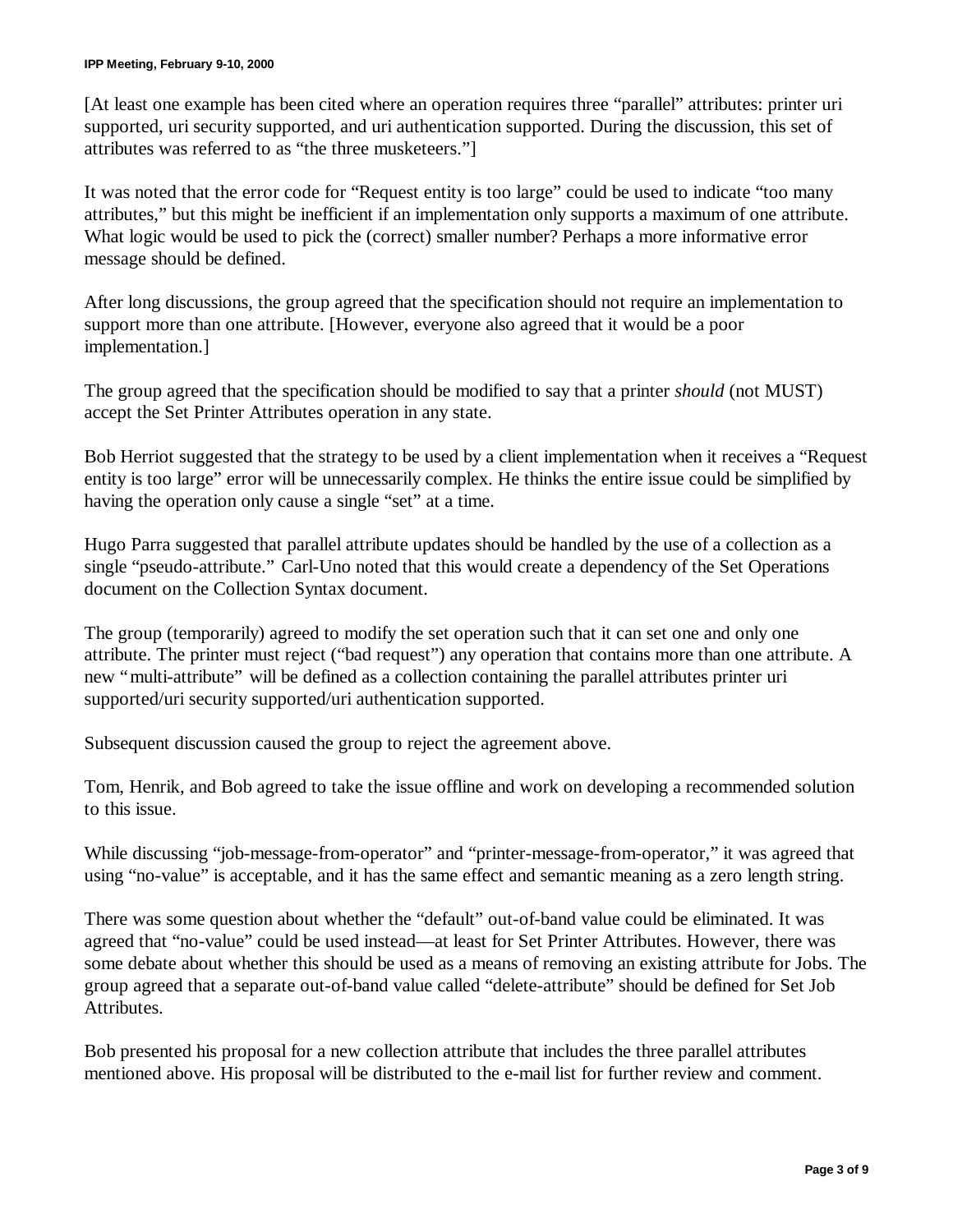[At least one example has been cited where an operation requires three "parallel" attributes: printer uri supported, uri security supported, and uri authentication supported. During the discussion, this set of attributes was referred to as "the three musketeers."]

It was noted that the error code for "Request entity is too large" could be used to indicate "too many attributes," but this might be inefficient if an implementation only supports a maximum of one attribute. What logic would be used to pick the (correct) smaller number? Perhaps a more informative error message should be defined.

After long discussions, the group agreed that the specification should not require an implementation to support more than one attribute. [However, everyone also agreed that it would be a poor implementation.]

The group agreed that the specification should be modified to say that a printer *should* (not MUST) accept the Set Printer Attributes operation in any state.

Bob Herriot suggested that the strategy to be used by a client implementation when it receives a "Request entity is too large" error will be unnecessarily complex. He thinks the entire issue could be simplified by having the operation only cause a single "set" at a time.

Hugo Parra suggested that parallel attribute updates should be handled by the use of a collection as a single "pseudo-attribute." Carl-Uno noted that this would create a dependency of the Set Operations document on the Collection Syntax document.

The group (temporarily) agreed to modify the set operation such that it can set one and only one attribute. The printer must reject ("bad request") any operation that contains more than one attribute. A new "multi-attribute" will be defined as a collection containing the parallel attributes printer uri supported/uri security supported/uri authentication supported.

Subsequent discussion caused the group to reject the agreement above.

Tom, Henrik, and Bob agreed to take the issue offline and work on developing a recommended solution to this issue.

While discussing "job-message-from-operator" and "printer-message-from-operator," it was agreed that using "no-value" is acceptable, and it has the same effect and semantic meaning as a zero length string.

There was some question about whether the "default" out-of-band value could be eliminated. It was agreed that "no-value" could be used instead—at least for Set Printer Attributes. However, there was some debate about whether this should be used as a means of removing an existing attribute for Jobs. The group agreed that a separate out-of-band value called "delete-attribute" should be defined for Set Job Attributes.

Bob presented his proposal for a new collection attribute that includes the three parallel attributes mentioned above. His proposal will be distributed to the e-mail list for further review and comment.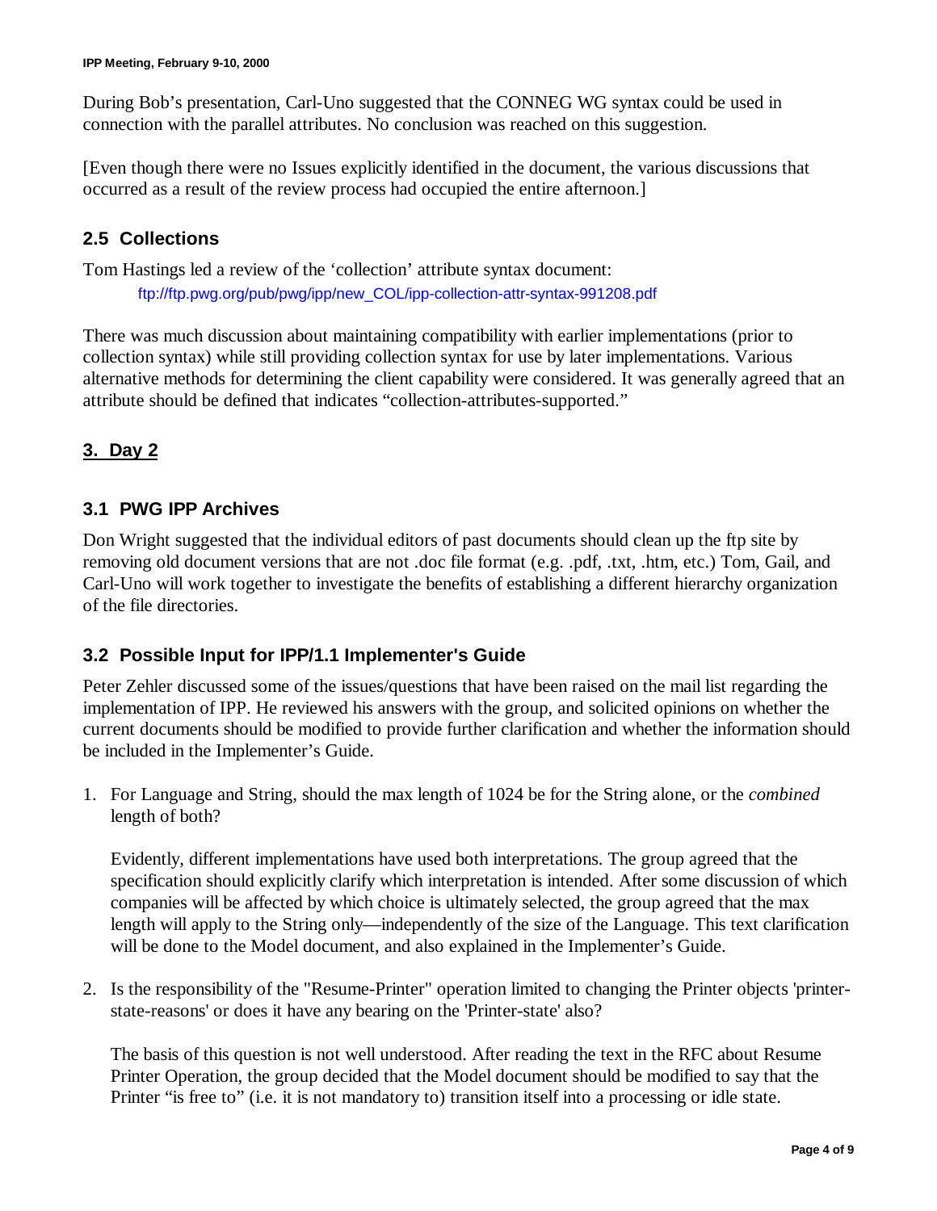During Bob's presentation, Carl-Uno suggested that the CONNEG WG syntax could be used in connection with the parallel attributes. No conclusion was reached on this suggestion.

[Even though there were no Issues explicitly identified in the document, the various discussions that occurred as a result of the review process had occupied the entire afternoon.]

### 2.5 Collections

Tom Hastings led a review of the 'collection' attribute syntax document:

ftp://ftp.pwg.org/pub/pwg/ipp/new_COL/ipp-collection-attr-syntax-991208.pdf

There was much discussion about maintaining compatibility with earlier implementations (prior to collection syntax) while still providing collection syntax for use by later implementations. Various alternative methods for determining the client capability were considered. It was generally agreed that an attribute should be defined that indicates "collection-attributes-supported."

## 3. Day 2

### 3.1 PWG IPP Archives

Don Wright suggested that the individual editors of past documents should clean up the ftp site by removing old document versions that are not .doc file format (e.g. .pdf, .txt, .htm, etc.) Tom, Gail, and Carl-Uno will work together to investigate the benefits of establishing a different hierarchy organization of the file directories.

### 3.2 Possible Input for IPP/1.1 Implementer's Guide

Peter Zehler discussed some of the issues/questions that have been raised on the mail list regarding the implementation of IPP. He reviewed his answers with the group, and solicited opinions on whether the current documents should be modified to provide further clarification and whether the information should be included in the Implementer's Guide.

1. For Language and String, should the max length of 1024 be for the String alone, or the *combined* length of both?

   Evidently, different implementations have used both interpretations. The group agreed that the specification should explicitly clarify which interpretation is intended. After some discussion of which companies will be affected by which choice is ultimately selected, the group agreed that the max length will apply to the String only—independently of the size of the Language. This text clarification will be done to the Model document, and also explained in the Implementer's Guide.

2. Is the responsibility of the "Resume-Printer" operation limited to changing the Printer objects 'printer-state-reasons' or does it have any bearing on the 'Printer-state' also?

   The basis of this question is not well understood. After reading the text in the RFC about Resume Printer Operation, the group decided that the Model document should be modified to say that the Printer "is free to" (i.e. it is not mandatory to) transition itself into a processing or idle state.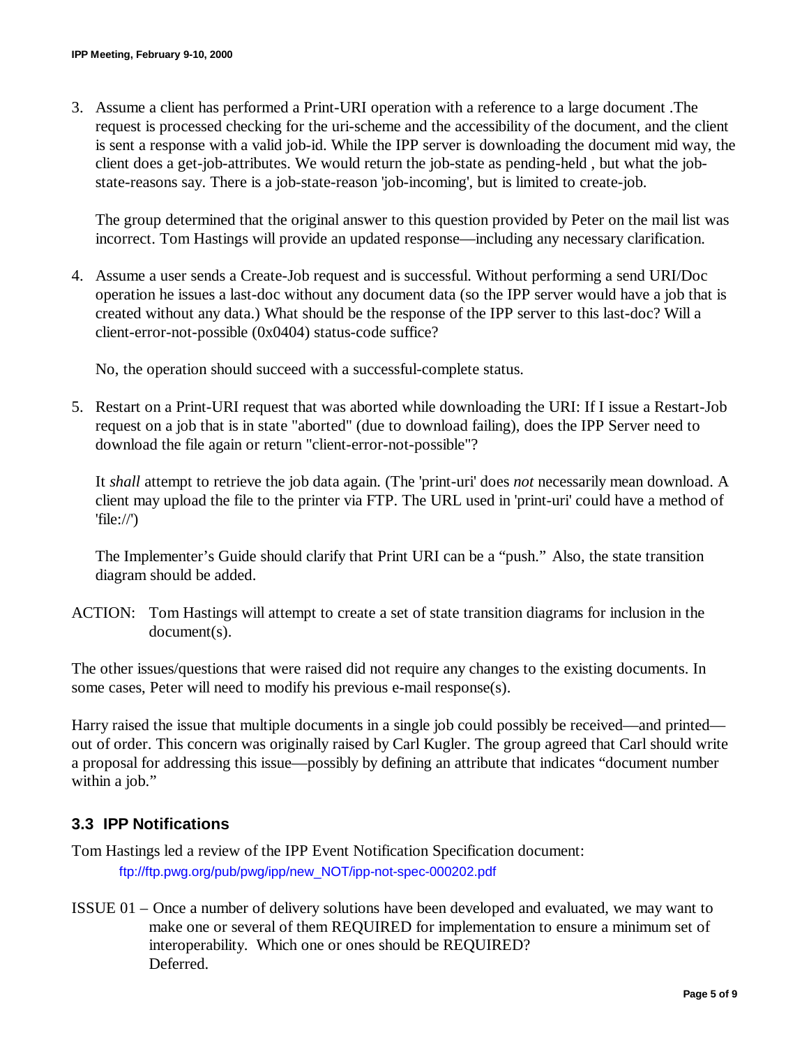3. Assume a client has performed a Print-URI operation with a reference to a large document .The request is processed checking for the uri-scheme and the accessibility of the document, and the client is sent a response with a valid job-id. While the IPP server is downloading the document mid way, the client does a get-job-attributes. We would return the job-state as pending-held , but what the job-state-reasons say. There is a job-state-reason 'job-incoming', but is limited to create-job.

   The group determined that the original answer to this question provided by Peter on the mail list was incorrect. Tom Hastings will provide an updated response—including any necessary clarification.

4. Assume a user sends a Create-Job request and is successful. Without performing a send URI/Doc operation he issues a last-doc without any document data (so the IPP server would have a job that is created without any data.) What should be the response of the IPP server to this last-doc? Will a client-error-not-possible (0x0404) status-code suffice?

   No, the operation should succeed with a successful-complete status.

5. Restart on a Print-URI request that was aborted while downloading the URI: If I issue a Restart-Job request on a job that is in state "aborted" (due to download failing), does the IPP Server need to download the file again or return "client-error-not-possible"?

   It *shall* attempt to retrieve the job data again. (The 'print-uri' does *not* necessarily mean download. A client may upload the file to the printer via FTP. The URL used in 'print-uri' could have a method of 'file://')

   The Implementer's Guide should clarify that Print URI can be a "push." Also, the state transition diagram should be added.

ACTION: Tom Hastings will attempt to create a set of state transition diagrams for inclusion in the document(s).

The other issues/questions that were raised did not require any changes to the existing documents. In some cases, Peter will need to modify his previous e-mail response(s).

Harry raised the issue that multiple documents in a single job could possibly be received—and printed—out of order. This concern was originally raised by Carl Kugler. The group agreed that Carl should write a proposal for addressing this issue—possibly by defining an attribute that indicates "document number within a job."

### 3.3 IPP Notifications

Tom Hastings led a review of the IPP Event Notification Specification document:

ftp://ftp.pwg.org/pub/pwg/ipp/new_NOT/ipp-not-spec-000202.pdf

ISSUE 01 – Once a number of delivery solutions have been developed and evaluated, we may want to make one or several of them REQUIRED for implementation to ensure a minimum set of interoperability. Which one or ones should be REQUIRED?
Deferred.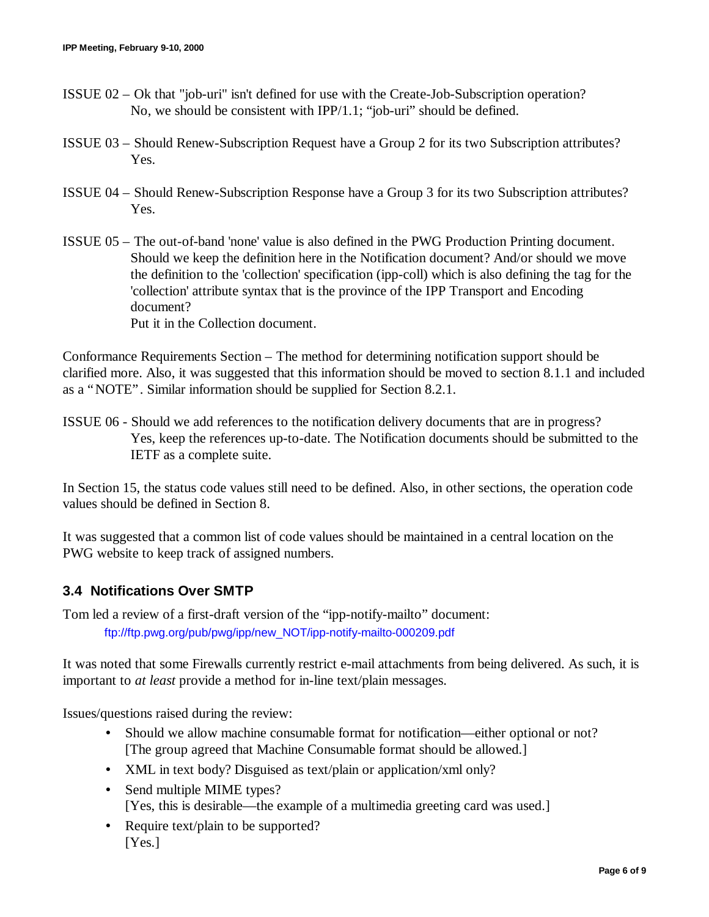ISSUE 02 – Ok that "job-uri" isn't defined for use with the Create-Job-Subscription operation?
No, we should be consistent with IPP/1.1; "job-uri" should be defined.

ISSUE 03 – Should Renew-Subscription Request have a Group 2 for its two Subscription attributes?
Yes.

ISSUE 04 – Should Renew-Subscription Response have a Group 3 for its two Subscription attributes?
Yes.

ISSUE 05 – The out-of-band 'none' value is also defined in the PWG Production Printing document. Should we keep the definition here in the Notification document? And/or should we move the definition to the 'collection' specification (ipp-coll) which is also defining the tag for the 'collection' attribute syntax that is the province of the IPP Transport and Encoding document?
Put it in the Collection document.

Conformance Requirements Section – The method for determining notification support should be clarified more. Also, it was suggested that this information should be moved to section 8.1.1 and included as a "NOTE". Similar information should be supplied for Section 8.2.1.

ISSUE 06 - Should we add references to the notification delivery documents that are in progress?
Yes, keep the references up-to-date. The Notification documents should be submitted to the IETF as a complete suite.

In Section 15, the status code values still need to be defined. Also, in other sections, the operation code values should be defined in Section 8.

It was suggested that a common list of code values should be maintained in a central location on the PWG website to keep track of assigned numbers.

### 3.4 Notifications Over SMTP

Tom led a review of a first-draft version of the "ipp-notify-mailto" document:

ftp://ftp.pwg.org/pub/pwg/ipp/new_NOT/ipp-notify-mailto-000209.pdf

It was noted that some Firewalls currently restrict e-mail attachments from being delivered. As such, it is important to *at least* provide a method for in-line text/plain messages.

Issues/questions raised during the review:

- Should we allow machine consumable format for notification—either optional or not?
  [The group agreed that Machine Consumable format should be allowed.]
- XML in text body? Disguised as text/plain or application/xml only?
- Send multiple MIME types?
  [Yes, this is desirable—the example of a multimedia greeting card was used.]
- Require text/plain to be supported?
  [Yes.]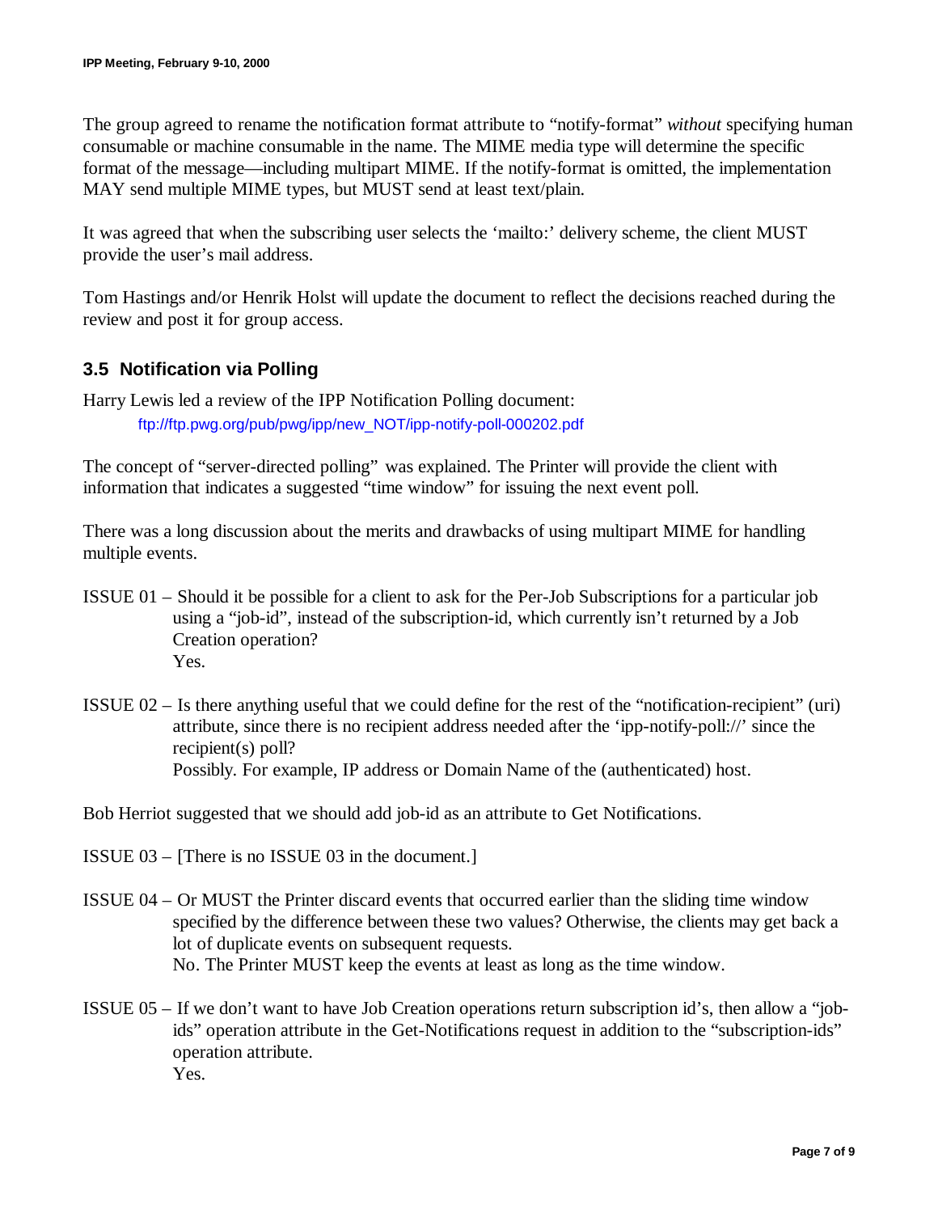The group agreed to rename the notification format attribute to “notify-format” *without* specifying human consumable or machine consumable in the name. The MIME media type will determine the specific format of the message—including multipart MIME. If the notify-format is omitted, the implementation MAY send multiple MIME types, but MUST send at least text/plain.

It was agreed that when the subscribing user selects the ‘mailto:’ delivery scheme, the client MUST provide the user’s mail address.

Tom Hastings and/or Henrik Holst will update the document to reflect the decisions reached during the review and post it for group access.

### 3.5 Notification via Polling

Harry Lewis led a review of the IPP Notification Polling document:
ftp://ftp.pwg.org/pub/pwg/ipp/new_NOT/ipp-notify-poll-000202.pdf

The concept of “server-directed polling” was explained. The Printer will provide the client with information that indicates a suggested “time window” for issuing the next event poll.

There was a long discussion about the merits and drawbacks of using multipart MIME for handling multiple events.

ISSUE 01 – Should it be possible for a client to ask for the Per-Job Subscriptions for a particular job using a “job-id”, instead of the subscription-id, which currently isn’t returned by a Job Creation operation?
Yes.

ISSUE 02 – Is there anything useful that we could define for the rest of the “notification-recipient” (uri) attribute, since there is no recipient address needed after the ‘ipp-notify-poll://’ since the recipient(s) poll?
Possibly. For example, IP address or Domain Name of the (authenticated) host.

Bob Herriot suggested that we should add job-id as an attribute to Get Notifications.

ISSUE 03 – [There is no ISSUE 03 in the document.]

ISSUE 04 – Or MUST the Printer discard events that occurred earlier than the sliding time window specified by the difference between these two values? Otherwise, the clients may get back a lot of duplicate events on subsequent requests.
No. The Printer MUST keep the events at least as long as the time window.

ISSUE 05 – If we don’t want to have Job Creation operations return subscription id’s, then allow a “job-ids” operation attribute in the Get-Notifications request in addition to the “subscription-ids” operation attribute.
Yes.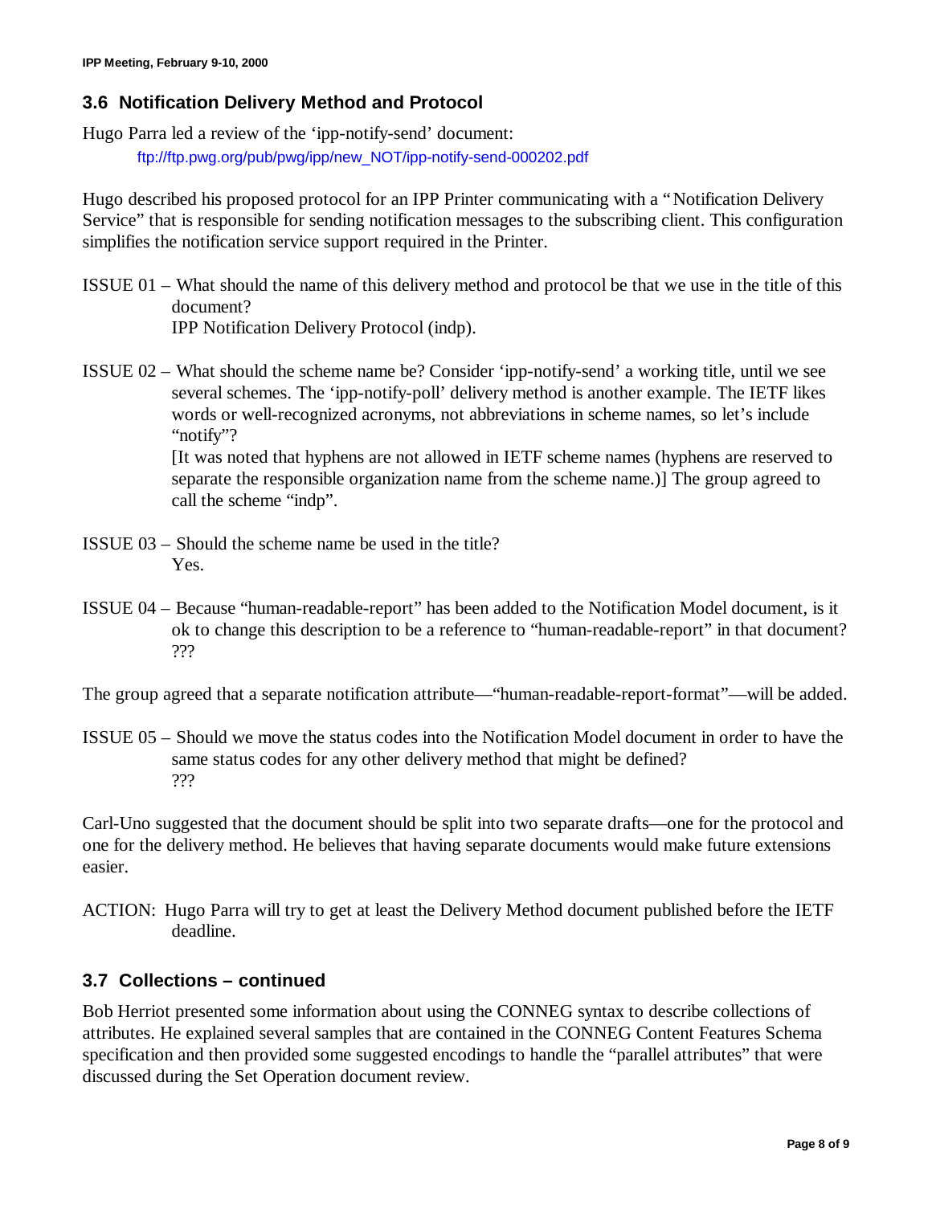## 3.6 Notification Delivery Method and Protocol

Hugo Parra led a review of the 'ipp-notify-send' document:

ftp://ftp.pwg.org/pub/pwg/ipp/new_NOT/ipp-notify-send-000202.pdf

Hugo described his proposed protocol for an IPP Printer communicating with a "Notification Delivery Service" that is responsible for sending notification messages to the subscribing client. This configuration simplifies the notification service support required in the Printer.

ISSUE 01 – What should the name of this delivery method and protocol be that we use in the title of this document?
IPP Notification Delivery Protocol (indp).

ISSUE 02 – What should the scheme name be? Consider 'ipp-notify-send' a working title, until we see several schemes. The 'ipp-notify-poll' delivery method is another example. The IETF likes words or well-recognized acronyms, not abbreviations in scheme names, so let's include "notify"?
[It was noted that hyphens are not allowed in IETF scheme names (hyphens are reserved to separate the responsible organization name from the scheme name.)] The group agreed to call the scheme "indp".

ISSUE 03 – Should the scheme name be used in the title?
Yes.

ISSUE 04 – Because "human-readable-report" has been added to the Notification Model document, is it ok to change this description to be a reference to "human-readable-report" in that document?
???

The group agreed that a separate notification attribute—"human-readable-report-format"—will be added.

ISSUE 05 – Should we move the status codes into the Notification Model document in order to have the same status codes for any other delivery method that might be defined?
???

Carl-Uno suggested that the document should be split into two separate drafts—one for the protocol and one for the delivery method. He believes that having separate documents would make future extensions easier.

ACTION: Hugo Parra will try to get at least the Delivery Method document published before the IETF deadline.

## 3.7 Collections – continued

Bob Herriot presented some information about using the CONNEG syntax to describe collections of attributes. He explained several samples that are contained in the CONNEG Content Features Schema specification and then provided some suggested encodings to handle the "parallel attributes" that were discussed during the Set Operation document review.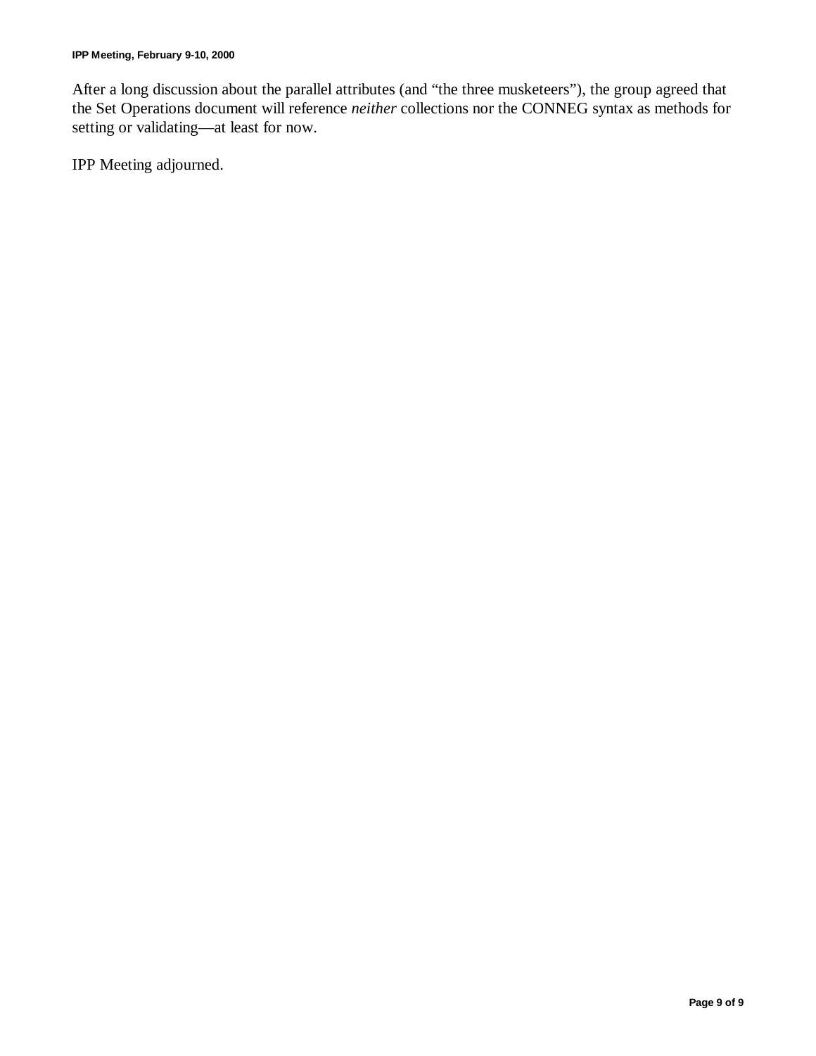After a long discussion about the parallel attributes (and “the three musketeers”), the group agreed that the Set Operations document will reference *neither* collections nor the CONNEG syntax as methods for setting or validating—at least for now.

IPP Meeting adjourned.